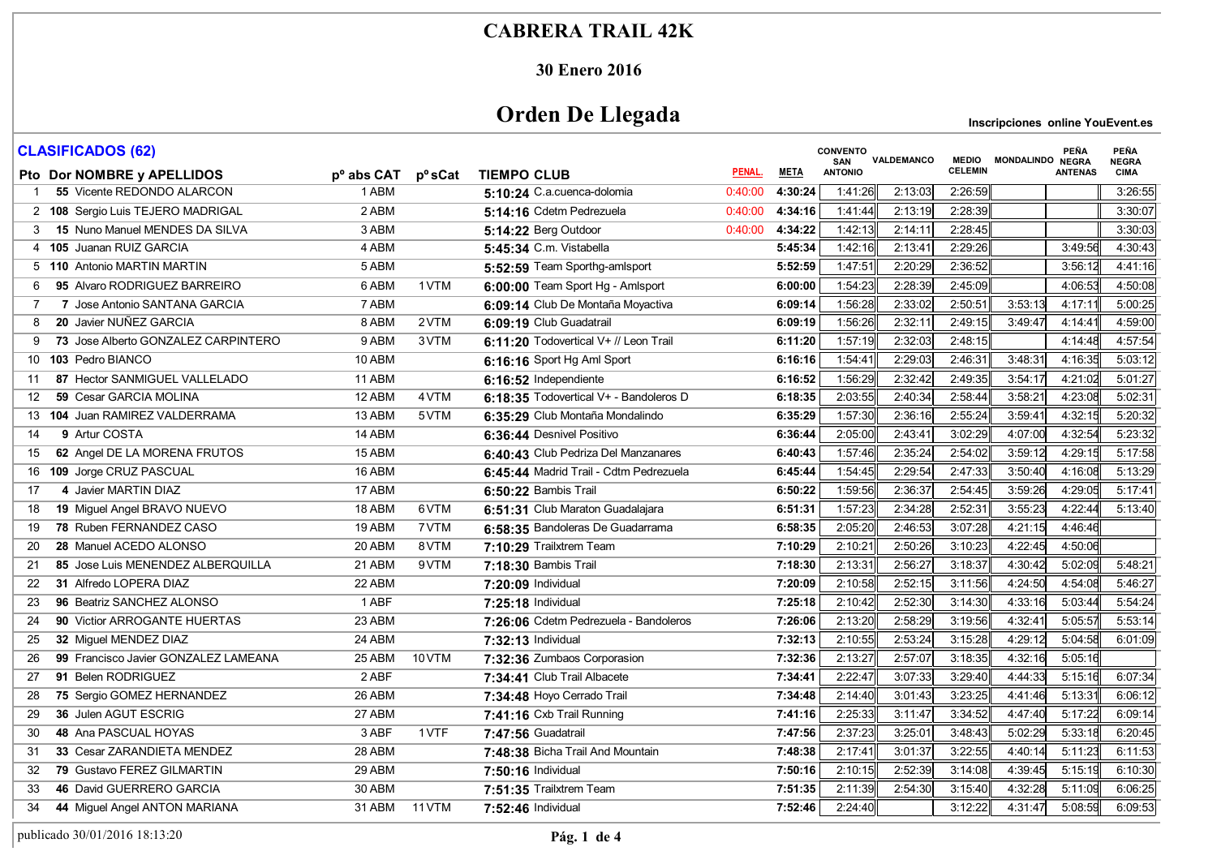# CABRERA TRAIL 42K

## 30 Enero 2016

# Orden De Llegada

**Inscripciones online YouEvent.es**

**CLASIFICADOS (62)**

| Pto | Dor | NOMBRE y APELLIDOS | pº abs CAT | pº sCat | TIEMPO | CLUB | PENAL. | META | CONVENTO SAN ANTONIO | VALDEMANCO | MEDIO CELEMIN | MONDALINDO | PEÑA NEGRA ANTENAS | PEÑA NEGRA CIMA |
|---|---|---|---|---|---|---|---|---|---|---|---|---|---|---|
| 1 | 55 | Vicente REDONDO ALARCON | 1 ABM | | 5:10:24 | C.a.cuenca-dolomia | 0:40:00 | 4:30:24 | 1:41:26 | 2:13:03 | 2:26:59 | | | 3:26:55 |
| 2 | 108 | Sergio Luis TEJERO MADRIGAL | 2 ABM | | 5:14:16 | Cdetm Pedrezuela | 0:40:00 | 4:34:16 | 1:41:44 | 2:13:19 | 2:28:39 | | | 3:30:07 |
| 3 | 15 | Nuno Manuel MENDES DA SILVA | 3 ABM | | 5:14:22 | Berg Outdoor | 0:40:00 | 4:34:22 | 1:42:13 | 2:14:11 | 2:28:45 | | | 3:30:03 |
| 4 | 105 | Juanan RUIZ GARCIA | 4 ABM | | 5:45:34 | C.m. Vistabella | | 5:45:34 | 1:42:16 | 2:13:41 | 2:29:26 | | 3:49:56 | 4:30:43 |
| 5 | 110 | Antonio MARTIN MARTIN | 5 ABM | | 5:52:59 | Team Sporthg-amlsport | | 5:52:59 | 1:47:51 | 2:20:29 | 2:36:52 | | 3:56:12 | 4:41:16 |
| 6 | 95 | Alvaro RODRIGUEZ BARREIRO | 6 ABM | 1 VTM | 6:00:00 | Team Sport Hg - Amlsport | | 6:00:00 | 1:54:23 | 2:28:39 | 2:45:09 | | 4:06:53 | 4:50:08 |
| 7 | 7 | Jose Antonio SANTANA GARCIA | 7 ABM | | 6:09:14 | Club De Montaña Moyactiva | | 6:09:14 | 1:56:28 | 2:33:02 | 2:50:51 | 3:53:13 | 4:17:11 | 5:00:25 |
| 8 | 20 | Javier NUÑEZ GARCIA | 8 ABM | 2 VTM | 6:09:19 | Club Guadatrail | | 6:09:19 | 1:56:26 | 2:32:11 | 2:49:15 | 3:49:47 | 4:14:41 | 4:59:00 |
| 9 | 73 | Jose Alberto GONZALEZ CARPINTERO | 9 ABM | 3 VTM | 6:11:20 | Todovertical V+ // Leon Trail | | 6:11:20 | 1:57:19 | 2:32:03 | 2:48:15 | | 4:14:48 | 4:57:54 |
| 10 | 103 | Pedro BIANCO | 10 ABM | | 6:16:16 | Sport Hg Aml Sport | | 6:16:16 | 1:54:41 | 2:29:03 | 2:46:31 | 3:48:31 | 4:16:35 | 5:03:12 |
| 11 | 87 | Hector SANMIGUEL VALLELADO | 11 ABM | | 6:16:52 | Independiente | | 6:16:52 | 1:56:29 | 2:32:42 | 2:49:35 | 3:54:17 | 4:21:02 | 5:01:27 |
| 12 | 59 | Cesar GARCIA MOLINA | 12 ABM | 4 VTM | 6:18:35 | Todovertical V+ - Bandoleros D | | 6:18:35 | 2:03:55 | 2:40:34 | 2:58:44 | 3:58:21 | 4:23:08 | 5:02:31 |
| 13 | 104 | Juan RAMIREZ VALDERRAMA | 13 ABM | 5 VTM | 6:35:29 | Club Montaña Mondalindo | | 6:35:29 | 1:57:30 | 2:36:16 | 2:55:24 | 3:59:41 | 4:32:15 | 5:20:32 |
| 14 | 9 | Artur COSTA | 14 ABM | | 6:36:44 | Desnivel Positivo | | 6:36:44 | 2:05:00 | 2:43:41 | 3:02:29 | 4:07:00 | 4:32:54 | 5:23:32 |
| 15 | 62 | Angel DE LA MORENA FRUTOS | 15 ABM | | 6:40:43 | Club Pedriza Del Manzanares | | 6:40:43 | 1:57:46 | 2:35:24 | 2:54:02 | 3:59:12 | 4:29:15 | 5:17:58 |
| 16 | 109 | Jorge CRUZ PASCUAL | 16 ABM | | 6:45:44 | Madrid Trail - Cdtm Pedrezuela | | 6:45:44 | 1:54:45 | 2:29:54 | 2:47:33 | 3:50:40 | 4:16:08 | 5:13:29 |
| 17 | 4 | Javier MARTIN DIAZ | 17 ABM | | 6:50:22 | Bambis Trail | | 6:50:22 | 1:59:56 | 2:36:37 | 2:54:45 | 3:59:26 | 4:29:05 | 5:17:41 |
| 18 | 19 | Miguel Angel BRAVO NUEVO | 18 ABM | 6 VTM | 6:51:31 | Club Maraton Guadalajara | | 6:51:31 | 1:57:23 | 2:34:28 | 2:52:31 | 3:55:23 | 4:22:44 | 5:13:40 |
| 19 | 78 | Ruben FERNANDEZ CASO | 19 ABM | 7 VTM | 6:58:35 | Bandoleras De Guadarrama | | 6:58:35 | 2:05:20 | 2:46:53 | 3:07:28 | 4:21:15 | 4:46:46 | |
| 20 | 28 | Manuel ACEDO ALONSO | 20 ABM | 8 VTM | 7:10:29 | Trailxtrem Team | | 7:10:29 | 2:10:21 | 2:50:26 | 3:10:23 | 4:22:45 | 4:50:06 | |
| 21 | 85 | Jose Luis MENENDEZ ALBERQUILLA | 21 ABM | 9 VTM | 7:18:30 | Bambis Trail | | 7:18:30 | 2:13:31 | 2:56:27 | 3:18:37 | 4:30:42 | 5:02:09 | 5:48:21 |
| 22 | 31 | Alfredo LOPERA DIAZ | 22 ABM | | 7:20:09 | Individual | | 7:20:09 | 2:10:58 | 2:52:15 | 3:11:56 | 4:24:50 | 4:54:08 | 5:46:27 |
| 23 | 96 | Beatriz SANCHEZ ALONSO | 1 ABF | | 7:25:18 | Individual | | 7:25:18 | 2:10:42 | 2:52:30 | 3:14:30 | 4:33:16 | 5:03:44 | 5:54:24 |
| 24 | 90 | Victior ARROGANTE HUERTAS | 23 ABM | | 7:26:06 | Cdetm Pedrezuela - Bandoleros | | 7:26:06 | 2:13:20 | 2:58:29 | 3:19:56 | 4:32:41 | 5:05:57 | 5:53:14 |
| 25 | 32 | Miguel MENDEZ DIAZ | 24 ABM | | 7:32:13 | Individual | | 7:32:13 | 2:10:55 | 2:53:24 | 3:15:28 | 4:29:12 | 5:04:58 | 6:01:09 |
| 26 | 99 | Francisco Javier GONZALEZ LAMEANA | 25 ABM | 10 VTM | 7:32:36 | Zumbaos Corporasion | | 7:32:36 | 2:13:27 | 2:57:07 | 3:18:35 | 4:32:16 | 5:05:16 | |
| 27 | 91 | Belen RODRIGUEZ | 2 ABF | | 7:34:41 | Club Trail Albacete | | 7:34:41 | 2:22:47 | 3:07:33 | 3:29:40 | 4:44:33 | 5:15:16 | 6:07:34 |
| 28 | 75 | Sergio GOMEZ HERNANDEZ | 26 ABM | | 7:34:48 | Hoyo Cerrado Trail | | 7:34:48 | 2:14:40 | 3:01:43 | 3:23:25 | 4:41:46 | 5:13:31 | 6:06:12 |
| 29 | 36 | Julen AGUT ESCRIG | 27 ABM | | 7:41:16 | Cxb Trail Running | | 7:41:16 | 2:25:33 | 3:11:47 | 3:34:52 | 4:47:40 | 5:17:22 | 6:09:14 |
| 30 | 48 | Ana PASCUAL HOYAS | 3 ABF | 1 VTF | 7:47:56 | Guadatrail | | 7:47:56 | 2:37:23 | 3:25:01 | 3:48:43 | 5:02:29 | 5:33:18 | 6:20:45 |
| 31 | 33 | Cesar ZARANDIETA MENDEZ | 28 ABM | | 7:48:38 | Bicha Trail And Mountain | | 7:48:38 | 2:17:41 | 3:01:37 | 3:22:55 | 4:40:14 | 5:11:23 | 6:11:53 |
| 32 | 79 | Gustavo FEREZ GILMARTIN | 29 ABM | | 7:50:16 | Individual | | 7:50:16 | 2:10:15 | 2:52:39 | 3:14:08 | 4:39:45 | 5:15:19 | 6:10:30 |
| 33 | 46 | David GUERRERO GARCIA | 30 ABM | | 7:51:35 | Trailxtrem Team | | 7:51:35 | 2:11:39 | 2:54:30 | 3:15:40 | 4:32:28 | 5:11:09 | 6:06:25 |
| 34 | 44 | Miguel Angel ANTON MARIANA | 31 ABM | 11 VTM | 7:52:46 | Individual | | 7:52:46 | 2:24:40 | | 3:12:22 | 4:31:47 | 5:08:59 | 6:09:53 |

publicado 30/01/2016 18:13:20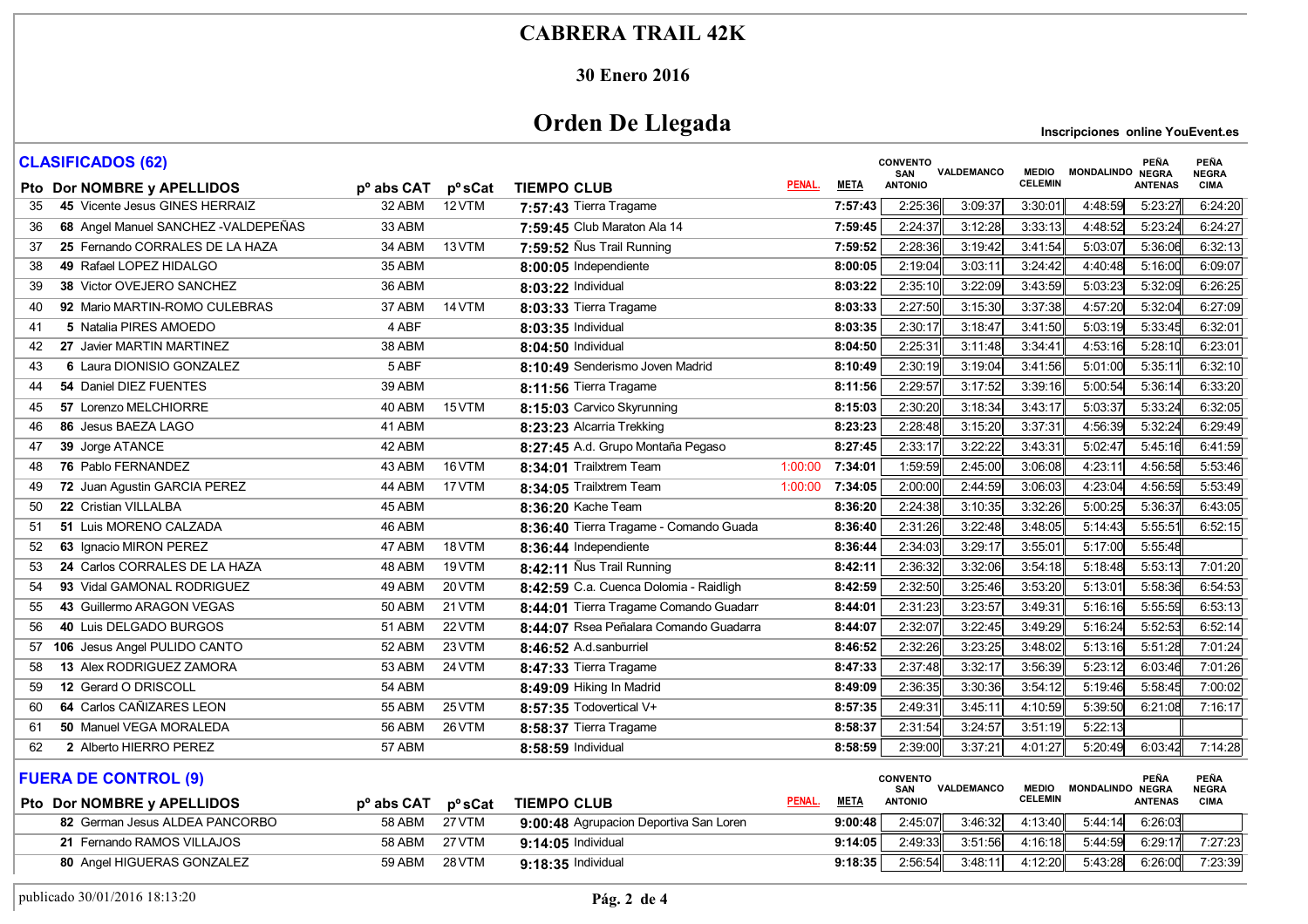# CABRERA TRAIL 42K

## 30 Enero 2016

## Orden De Llegada

**Inscripciones online YouEvent.es**

### CLASIFICADOS (62)

| Pto | Dor | NOMBRE y APELLIDOS | pº abs CAT | pº sCat | TIEMPO | CLUB | PENAL. | META | CONVENTO SAN ANTONIO | VALDEMANCO | MEDIO CELEMIN | MONDALINDO | PEÑA NEGRA ANTENAS | PEÑA NEGRA CIMA |
|---|---|---|---|---|---|---|---|---|---|---|---|---|---|---|
| 35 | 45 | Vicente Jesus GINES HERRAIZ | 32 ABM | 12 VTM | 7:57:43 | Tierra Tragame | | 7:57:43 | 2:25:36 | 3:09:37 | 3:30:01 | 4:48:59 | 5:23:27 | 6:24:20 |
| 36 | 68 | Angel Manuel SANCHEZ -VALDEPEÑAS | 33 ABM | | 7:59:45 | Club Maraton Ala 14 | | 7:59:45 | 2:24:37 | 3:12:28 | 3:33:13 | 4:48:52 | 5:23:24 | 6:24:27 |
| 37 | 25 | Fernando CORRALES DE LA HAZA | 34 ABM | 13 VTM | 7:59:52 | Ñus Trail Running | | 7:59:52 | 2:28:36 | 3:19:42 | 3:41:54 | 5:03:07 | 5:36:06 | 6:32:13 |
| 38 | 49 | Rafael LOPEZ HIDALGO | 35 ABM | | 8:00:05 | Independiente | | 8:00:05 | 2:19:04 | 3:03:11 | 3:24:42 | 4:40:48 | 5:16:00 | 6:09:07 |
| 39 | 38 | Victor OVEJERO SANCHEZ | 36 ABM | | 8:03:22 | Individual | | 8:03:22 | 2:35:10 | 3:22:09 | 3:43:59 | 5:03:23 | 5:32:09 | 6:26:25 |
| 40 | 92 | Mario MARTIN-ROMO CULEBRAS | 37 ABM | 14 VTM | 8:03:33 | Tierra Tragame | | 8:03:33 | 2:27:50 | 3:15:30 | 3:37:38 | 4:57:20 | 5:32:04 | 6:27:09 |
| 41 | 5 | Natalia PIRES AMOEDO | 4 ABF | | 8:03:35 | Individual | | 8:03:35 | 2:30:17 | 3:18:47 | 3:41:50 | 5:03:19 | 5:33:45 | 6:32:01 |
| 42 | 27 | Javier MARTIN MARTINEZ | 38 ABM | | 8:04:50 | Individual | | 8:04:50 | 2:25:31 | 3:11:48 | 3:34:41 | 4:53:16 | 5:28:10 | 6:23:01 |
| 43 | 6 | Laura DIONISIO GONZALEZ | 5 ABF | | 8:10:49 | Senderismo Joven Madrid | | 8:10:49 | 2:30:19 | 3:19:04 | 3:41:56 | 5:01:00 | 5:35:11 | 6:32:10 |
| 44 | 54 | Daniel DIEZ FUENTES | 39 ABM | | 8:11:56 | Tierra Tragame | | 8:11:56 | 2:29:57 | 3:17:52 | 3:39:16 | 5:00:54 | 5:36:14 | 6:33:20 |
| 45 | 57 | Lorenzo MELCHIORRE | 40 ABM | 15 VTM | 8:15:03 | Carvico Skyrunning | | 8:15:03 | 2:30:20 | 3:18:34 | 3:43:17 | 5:03:37 | 5:33:24 | 6:32:05 |
| 46 | 86 | Jesus BAEZA LAGO | 41 ABM | | 8:23:23 | Alcarria Trekking | | 8:23:23 | 2:28:48 | 3:15:20 | 3:37:31 | 4:56:39 | 5:32:24 | 6:29:49 |
| 47 | 39 | Jorge ATANCE | 42 ABM | | 8:27:45 | A.d. Grupo Montaña Pegaso | | 8:27:45 | 2:33:17 | 3:22:22 | 3:43:31 | 5:02:47 | 5:45:16 | 6:41:59 |
| 48 | 76 | Pablo FERNANDEZ | 43 ABM | 16 VTM | 8:34:01 | Trailxtrem Team | 1:00:00 | 7:34:01 | 1:59:59 | 2:45:00 | 3:06:08 | 4:23:11 | 4:56:58 | 5:53:46 |
| 49 | 72 | Juan Agustin GARCIA PEREZ | 44 ABM | 17 VTM | 8:34:05 | Trailxtrem Team | 1:00:00 | 7:34:05 | 2:00:00 | 2:44:59 | 3:06:03 | 4:23:04 | 4:56:59 | 5:53:49 |
| 50 | 22 | Cristian VILLALBA | 45 ABM | | 8:36:20 | Kache Team | | 8:36:20 | 2:24:38 | 3:10:35 | 3:32:26 | 5:00:25 | 5:36:37 | 6:43:05 |
| 51 | 51 | Luis MORENO CALZADA | 46 ABM | | 8:36:40 | Tierra Tragame - Comando Guada | | 8:36:40 | 2:31:26 | 3:22:48 | 3:48:05 | 5:14:43 | 5:55:51 | 6:52:15 |
| 52 | 63 | Ignacio MIRON PEREZ | 47 ABM | 18 VTM | 8:36:44 | Independiente | | 8:36:44 | 2:34:03 | 3:29:17 | 3:55:01 | 5:17:00 | 5:55:48 | |
| 53 | 24 | Carlos CORRALES DE LA HAZA | 48 ABM | 19 VTM | 8:42:11 | Ñus Trail Running | | 8:42:11 | 2:36:32 | 3:32:06 | 3:54:18 | 5:18:48 | 5:53:13 | 7:01:20 |
| 54 | 93 | Vidal GAMONAL RODRIGUEZ | 49 ABM | 20 VTM | 8:42:59 | C.a. Cuenca Dolomia - Raidligh | | 8:42:59 | 2:32:50 | 3:25:46 | 3:53:20 | 5:13:01 | 5:58:36 | 6:54:53 |
| 55 | 43 | Guillermo ARAGON VEGAS | 50 ABM | 21 VTM | 8:44:01 | Tierra Tragame Comando Guadarr | | 8:44:01 | 2:31:23 | 3:23:57 | 3:49:31 | 5:16:16 | 5:55:59 | 6:53:13 |
| 56 | 40 | Luis DELGADO BURGOS | 51 ABM | 22 VTM | 8:44:07 | Rsea Peñalara Comando Guadarra | | 8:44:07 | 2:32:07 | 3:22:45 | 3:49:29 | 5:16:24 | 5:52:53 | 6:52:14 |
| 57 | 106 | Jesus Angel PULIDO CANTO | 52 ABM | 23 VTM | 8:46:52 | A.d.sanburriel | | 8:46:52 | 2:32:26 | 3:23:25 | 3:48:02 | 5:13:16 | 5:51:28 | 7:01:24 |
| 58 | 13 | Alex RODRIGUEZ ZAMORA | 53 ABM | 24 VTM | 8:47:33 | Tierra Tragame | | 8:47:33 | 2:37:48 | 3:32:17 | 3:56:39 | 5:23:12 | 6:03:46 | 7:01:26 |
| 59 | 12 | Gerard O DRISCOLL | 54 ABM | | 8:49:09 | Hiking In Madrid | | 8:49:09 | 2:36:35 | 3:30:36 | 3:54:12 | 5:19:46 | 5:58:45 | 7:00:02 |
| 60 | 64 | Carlos CAÑIZARES LEON | 55 ABM | 25 VTM | 8:57:35 | Todovertical V+ | | 8:57:35 | 2:49:31 | 3:45:11 | 4:10:59 | 5:39:50 | 6:21:08 | 7:16:17 |
| 61 | 50 | Manuel VEGA MORALEDA | 56 ABM | 26 VTM | 8:58:37 | Tierra Tragame | | 8:58:37 | 2:31:54 | 3:24:57 | 3:51:19 | 5:22:13 | | |
| 62 | 2 | Alberto HIERRO PEREZ | 57 ABM | | 8:58:59 | Individual | | 8:58:59 | 2:39:00 | 3:37:21 | 4:01:27 | 5:20:49 | 6:03:42 | 7:14:28 |

### FUERA DE CONTROL (9)

| Pto | Dor | NOMBRE y APELLIDOS | pº abs CAT | pº sCat | TIEMPO | CLUB | PENAL. | META | CONVENTO SAN ANTONIO | VALDEMANCO | MEDIO CELEMIN | MONDALINDO | PEÑA NEGRA ANTENAS | PEÑA NEGRA CIMA |
|---|---|---|---|---|---|---|---|---|---|---|---|---|---|---|
| | 82 | German Jesus ALDEA PANCORBO | 58 ABM | 27 VTM | 9:00:48 | Agrupacion Deportiva San Loren | | 9:00:48 | 2:45:07 | 3:46:32 | 4:13:40 | 5:44:14 | 6:26:03 | |
| | 21 | Fernando RAMOS VILLAJOS | 58 ABM | 27 VTM | 9:14:05 | Individual | | 9:14:05 | 2:49:33 | 3:51:56 | 4:16:18 | 5:44:59 | 6:29:17 | 7:27:23 |
| | 80 | Angel HIGUERAS GONZALEZ | 59 ABM | 28 VTM | 9:18:35 | Individual | | 9:18:35 | 2:56:54 | 3:48:11 | 4:12:20 | 5:43:28 | 6:26:00 | 7:23:39 |

publicado 30/01/2016 18:13:20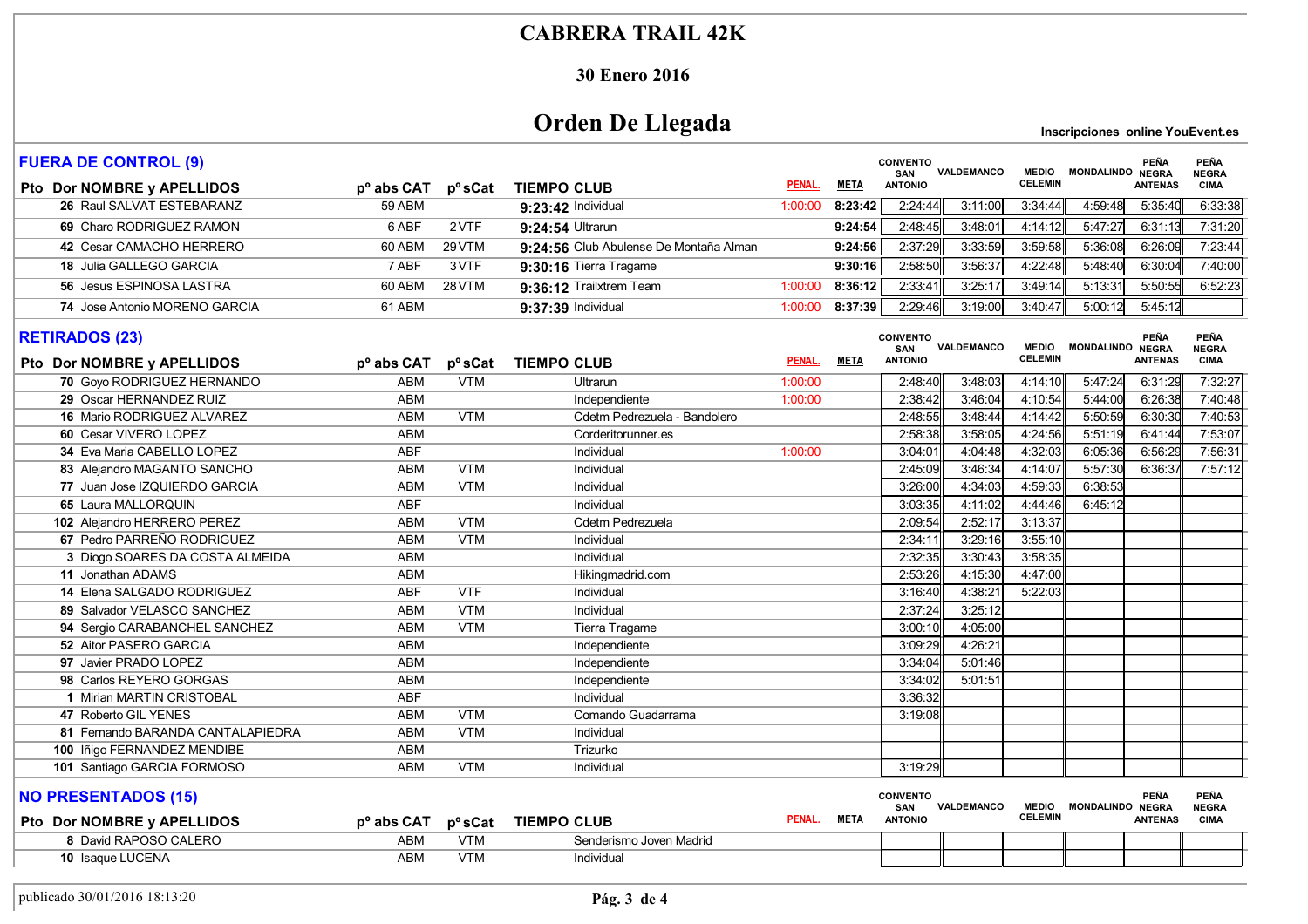# CABRERA TRAIL 42K

## 30 Enero 2016

## Orden De Llegada

**Inscripciones online YouEvent.es**

### FUERA DE CONTROL (9)

| Pto | Dor | NOMBRE y APELLIDOS | pº abs | CAT | pº sCat | TIEMPO | CLUB | PENAL. | META | CONVENTO SAN ANTONIO | VALDEMANCO | MEDIO CELEMIN | MONDALINDO | PEÑA NEGRA ANTENAS | PEÑA NEGRA CIMA |
|---|---|---|---|---|---|---|---|---|---|---|---|---|---|---|---|
| | 26 | Raul SALVAT ESTEBARANZ | 59 | ABM | | 9:23:42 | Individual | 1:00:00 | 8:23:42 | 2:24:44 | 3:11:00 | 3:34:44 | 4:59:48 | 5:35:40 | 6:33:38 |
| | 69 | Charo RODRIGUEZ RAMON | 6 | ABF | 2 VTF | 9:24:54 | Ultrarun | | 9:24:54 | 2:48:45 | 3:48:01 | 4:14:12 | 5:47:27 | 6:31:13 | 7:31:20 |
| | 42 | Cesar CAMACHO HERRERO | 60 | ABM | 29 VTM | 9:24:56 | Club Abulense De Montaña Alman | | 9:24:56 | 2:37:29 | 3:33:59 | 3:59:58 | 5:36:08 | 6:26:09 | 7:23:44 |
| | 18 | Julia GALLEGO GARCIA | 7 | ABF | 3 VTF | 9:30:16 | Tierra Tragame | | 9:30:16 | 2:58:50 | 3:56:37 | 4:22:48 | 5:48:40 | 6:30:04 | 7:40:00 |
| | 56 | Jesus ESPINOSA LASTRA | 60 | ABM | 28 VTM | 9:36:12 | Trailxtrem Team | 1:00:00 | 8:36:12 | 2:33:41 | 3:25:17 | 3:49:14 | 5:13:31 | 5:50:55 | 6:52:23 |
| | 74 | Jose Antonio MORENO GARCIA | 61 | ABM | | 9:37:39 | Individual | 1:00:00 | 8:37:39 | 2:29:46 | 3:19:00 | 3:40:47 | 5:00:12 | 5:45:12 | |

### RETIRADOS (23)

| Pto | Dor | NOMBRE y APELLIDOS | pº abs | CAT | pº sCat | TIEMPO | CLUB | PENAL. | META | CONVENTO SAN ANTONIO | VALDEMANCO | MEDIO CELEMIN | MONDALINDO | PEÑA NEGRA ANTENAS | PEÑA NEGRA CIMA |
|---|---|---|---|---|---|---|---|---|---|---|---|---|---|---|---|
| | 70 | Goyo RODRIGUEZ HERNANDO | | ABM | VTM | | Ultrarun | 1:00:00 | | 2:48:40 | 3:48:03 | 4:14:10 | 5:47:24 | 6:31:29 | 7:32:27 |
| | 29 | Oscar HERNANDEZ RUIZ | | ABM | | | Independiente | 1:00:00 | | 2:38:42 | 3:46:04 | 4:10:54 | 5:44:00 | 6:26:38 | 7:40:48 |
| | 16 | Mario RODRIGUEZ ALVAREZ | | ABM | VTM | | Cdetm Pedrezuela - Bandolero | | | 2:48:55 | 3:48:44 | 4:14:42 | 5:50:59 | 6:30:30 | 7:40:53 |
| | 60 | Cesar VIVERO LOPEZ | | ABM | | | Corderitorunner.es | | | 2:58:38 | 3:58:05 | 4:24:56 | 5:51:19 | 6:41:44 | 7:53:07 |
| | 34 | Eva Maria CABELLO LOPEZ | | ABF | | | Individual | 1:00:00 | | 3:04:01 | 4:04:48 | 4:32:03 | 6:05:36 | 6:56:29 | 7:56:31 |
| | 83 | Alejandro MAGANTO SANCHO | | ABM | VTM | | Individual | | | 2:45:09 | 3:46:34 | 4:14:07 | 5:57:30 | 6:36:37 | 7:57:12 |
| | 77 | Juan Jose IZQUIERDO GARCIA | | ABM | VTM | | Individual | | | 3:26:00 | 4:34:03 | 4:59:33 | 6:38:53 | | |
| | 65 | Laura MALLORQUIN | | ABF | | | Individual | | | 3:03:35 | 4:11:02 | 4:44:46 | 6:45:12 | | |
| | 102 | Alejandro HERRERO PEREZ | | ABM | VTM | | Cdetm Pedrezuela | | | 2:09:54 | 2:52:17 | 3:13:37 | | | |
| | 67 | Pedro PARREÑO RODRIGUEZ | | ABM | VTM | | Individual | | | 2:34:11 | 3:29:16 | 3:55:10 | | | |
| | 3 | Diogo SOARES DA COSTA ALMEIDA | | ABM | | | Individual | | | 2:32:35 | 3:30:43 | 3:58:35 | | | |
| | 11 | Jonathan ADAMS | | ABM | | | Hikingmadrid.com | | | 2:53:26 | 4:15:30 | 4:47:00 | | | |
| | 14 | Elena SALGADO RODRIGUEZ | | ABF | VTF | | Individual | | | 3:16:40 | 4:38:21 | 5:22:03 | | | |
| | 89 | Salvador VELASCO SANCHEZ | | ABM | VTM | | Individual | | | 2:37:24 | 3:25:12 | | | | |
| | 94 | Sergio CARABANCHEL SANCHEZ | | ABM | VTM | | Tierra Tragame | | | 3:00:10 | 4:05:00 | | | | |
| | 52 | Aitor PASERO GARCIA | | ABM | | | Independiente | | | 3:09:29 | 4:26:21 | | | | |
| | 97 | Javier PRADO LOPEZ | | ABM | | | Independiente | | | 3:34:04 | 5:01:46 | | | | |
| | 98 | Carlos REYERO GORGAS | | ABM | | | Independiente | | | 3:34:02 | 5:01:51 | | | | |
| | 1 | Mirian MARTIN CRISTOBAL | | ABF | | | Individual | | | 3:36:32 | | | | | |
| | 47 | Roberto GIL YENES | | ABM | VTM | | Comando Guadarrama | | | 3:19:08 | | | | | |
| | 81 | Fernando BARANDA CANTALAPIEDRA | | ABM | VTM | | Individual | | | | | | | | |
| | 100 | Iñigo FERNANDEZ MENDIBE | | ABM | | | Trizurko | | | | | | | | |
| | 101 | Santiago GARCIA FORMOSO | | ABM | VTM | | Individual | | | 3:19:29 | | | | | |

### NO PRESENTADOS (15)

| Pto | Dor | NOMBRE y APELLIDOS | pº abs | CAT | pº sCat | TIEMPO | CLUB | PENAL. | META | CONVENTO SAN ANTONIO | VALDEMANCO | MEDIO CELEMIN | MONDALINDO | PEÑA NEGRA ANTENAS | PEÑA NEGRA CIMA |
|---|---|---|---|---|---|---|---|---|---|---|---|---|---|---|---|
| | 8 | David RAPOSO CALERO | | ABM | VTM | | Senderismo Joven Madrid | | | | | | | | |
| | 10 | Isaque LUCENA | | ABM | VTM | | Individual | | | | | | | | |

publicado 30/01/2016 18:13:20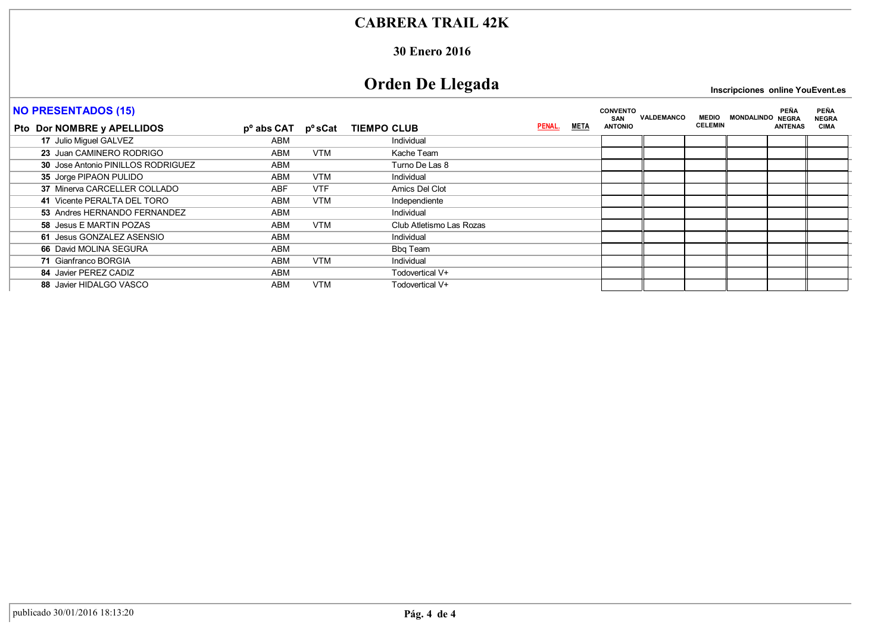# CABRERA TRAIL 42K

### 30 Enero 2016

## Orden De Llegada

**Inscripciones online YouEvent.es**

### NO PRESENTADOS (15)

| Pto | Dor | NOMBRE y APELLIDOS | pº abs | CAT | pº sCat | TIEMPO | CLUB | PENAL. | META | CONVENTO SAN ANTONIO | VALDEMANCO | MEDIO CELEMIN | MONDALINDO | PEÑA NEGRA ANTENAS | PEÑA NEGRA CIMA |
|---|---|---|---|---|---|---|---|---|---|---|---|---|---|---|---|
| | 17 | Julio Miguel GALVEZ | | ABM | | | Individual | | | | | | | | |
| | 23 | Juan CAMINERO RODRIGO | | ABM | VTM | | Kache Team | | | | | | | | |
| | 30 | Jose Antonio PINILLOS RODRIGUEZ | | ABM | | | Turno De Las 8 | | | | | | | | |
| | 35 | Jorge PIPAON PULIDO | | ABM | VTM | | Individual | | | | | | | | |
| | 37 | Minerva CARCELLER COLLADO | | ABF | VTF | | Amics Del Clot | | | | | | | | |
| | 41 | Vicente PERALTA DEL TORO | | ABM | VTM | | Independiente | | | | | | | | |
| | 53 | Andres HERNANDO FERNANDEZ | | ABM | | | Individual | | | | | | | | |
| | 58 | Jesus E MARTIN POZAS | | ABM | VTM | | Club Atletismo Las Rozas | | | | | | | | |
| | 61 | Jesus GONZALEZ ASENSIO | | ABM | | | Individual | | | | | | | | |
| | 66 | David MOLINA SEGURA | | ABM | | | Bbq Team | | | | | | | | |
| | 71 | Gianfranco BORGIA | | ABM | VTM | | Individual | | | | | | | | |
| | 84 | Javier PEREZ CADIZ | | ABM | | | Todovertical V+ | | | | | | | | |
| | 88 | Javier HIDALGO VASCO | | ABM | VTM | | Todovertical V+ | | | | | | | | |

publicado 30/01/2016 18:13:20